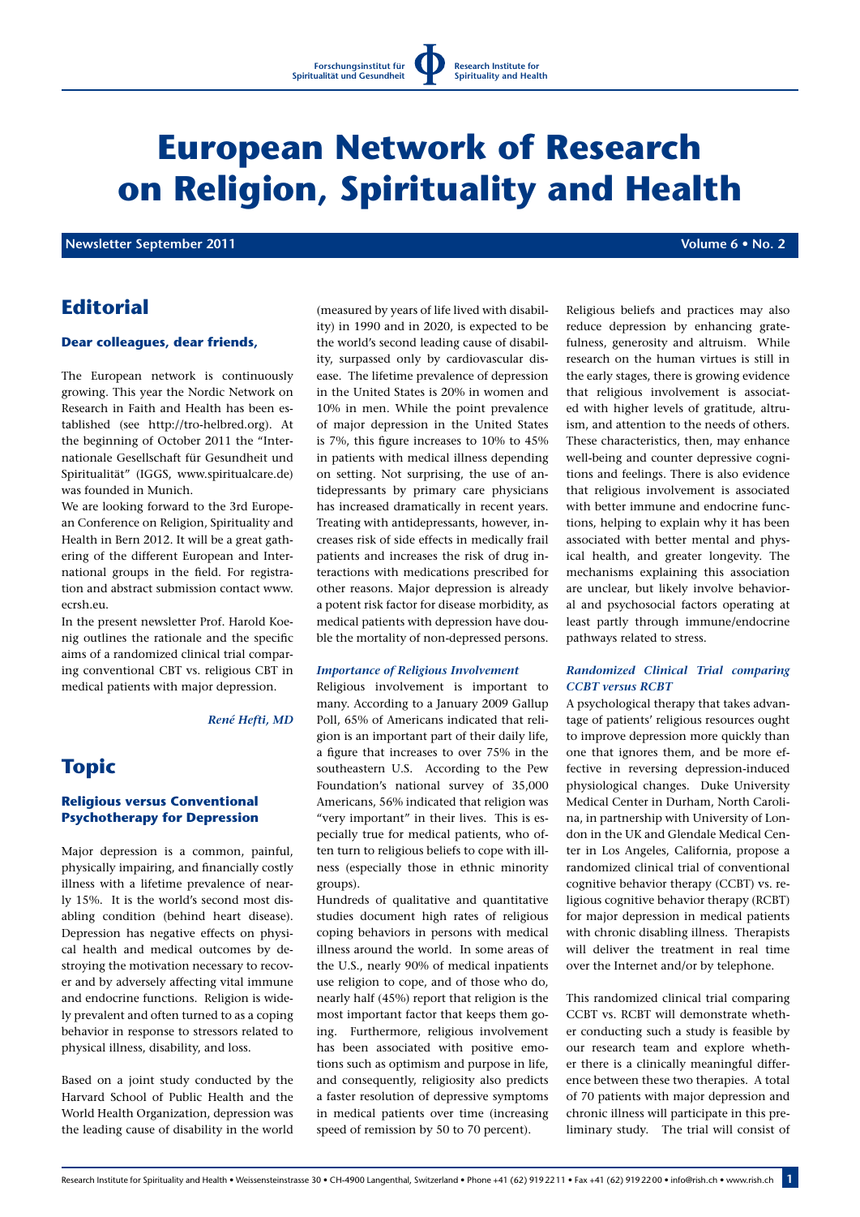# European Network of Research on Religion, Spirituality and Health

**Newsletter September 2011** **Volume 6 • No. 2**

## Editorial

### Dear colleagues, dear friends,

The European network is continuously growing. This year the Nordic Network on Research in Faith and Health has been established (see http://tro-helbred.org). At the beginning of October 2011 the "Internationale Gesellschaft für Gesundheit und Spiritualität" (IGGS, www.spiritualcare.de) was founded in Munich.

We are looking forward to the 3rd European Conference on Religion, Spirituality and Health in Bern 2012. It will be a great gathering of the different European and International groups in the field. For registration and abstract submission contact www.ecrsh.eu.

In the present newsletter Prof. Harold Koenig outlines the rationale and the specific aims of a randomized clinical trial comparing conventional CBT vs. religious CBT in medical patients with major depression.

*René Hefti, MD*

## Topic

### Religious versus Conventional Psychotherapy for Depression

Major depression is a common, painful, physically impairing, and financially costly illness with a lifetime prevalence of nearly 15%. It is the world's second most disabling condition (behind heart disease). Depression has negative effects on physical health and medical outcomes by destroying the motivation necessary to recover and by adversely affecting vital immune and endocrine functions. Religion is widely prevalent and often turned to as a coping behavior in response to stressors related to physical illness, disability, and loss.

Based on a joint study conducted by the Harvard School of Public Health and the World Health Organization, depression was the leading cause of disability in the world (measured by years of life lived with disability) in 1990 and in 2020, is expected to be the world's second leading cause of disability, surpassed only by cardiovascular disease. The lifetime prevalence of depression in the United States is 20% in women and 10% in men. While the point prevalence of major depression in the United States is 7%, this figure increases to 10% to 45% in patients with medical illness depending on setting. Not surprising, the use of antidepressants by primary care physicians has increased dramatically in recent years. Treating with antidepressants, however, increases risk of side effects in medically frail patients and increases the risk of drug interactions with medications prescribed for other reasons. Major depression is already a potent risk factor for disease morbidity, as medical patients with depression have double the mortality of non-depressed persons.

#### *Importance of Religious Involvement*

Religious involvement is important to many. According to a January 2009 Gallup Poll, 65% of Americans indicated that religion is an important part of their daily life, a figure that increases to over 75% in the southeastern U.S. According to the Pew Foundation's national survey of 35,000 Americans, 56% indicated that religion was "very important" in their lives. This is especially true for medical patients, who often turn to religious beliefs to cope with illness (especially those in ethnic minority groups).

Hundreds of qualitative and quantitative studies document high rates of religious coping behaviors in persons with medical illness around the world. In some areas of the U.S., nearly 90% of medical inpatients use religion to cope, and of those who do, nearly half (45%) report that religion is the most important factor that keeps them going. Furthermore, religious involvement has been associated with positive emotions such as optimism and purpose in life, and consequently, religiosity also predicts a faster resolution of depressive symptoms in medical patients over time (increasing speed of remission by 50 to 70 percent).

Religious beliefs and practices may also reduce depression by enhancing gratefulness, generosity and altruism. While research on the human virtues is still in the early stages, there is growing evidence that religious involvement is associated with higher levels of gratitude, altruism, and attention to the needs of others. These characteristics, then, may enhance well-being and counter depressive cognitions and feelings. There is also evidence that religious involvement is associated with better immune and endocrine functions, helping to explain why it has been associated with better mental and physical health, and greater longevity. The mechanisms explaining this association are unclear, but likely involve behavioral and psychosocial factors operating at least partly through immune/endocrine pathways related to stress.

#### *Randomized Clinical Trial comparing CCBT versus RCBT*

A psychological therapy that takes advantage of patients' religious resources ought to improve depression more quickly than one that ignores them, and be more effective in reversing depression-induced physiological changes. Duke University Medical Center in Durham, North Carolina, in partnership with University of London in the UK and Glendale Medical Center in Los Angeles, California, propose a randomized clinical trial of conventional cognitive behavior therapy (CCBT) vs. religious cognitive behavior therapy (RCBT) for major depression in medical patients with chronic disabling illness. Therapists will deliver the treatment in real time over the Internet and/or by telephone.

This randomized clinical trial comparing CCBT vs. RCBT will demonstrate whether conducting such a study is feasible by our research team and explore whether there is a clinically meaningful difference between these two therapies. A total of 70 patients with major depression and chronic illness will participate in this preliminary study. The trial will consist of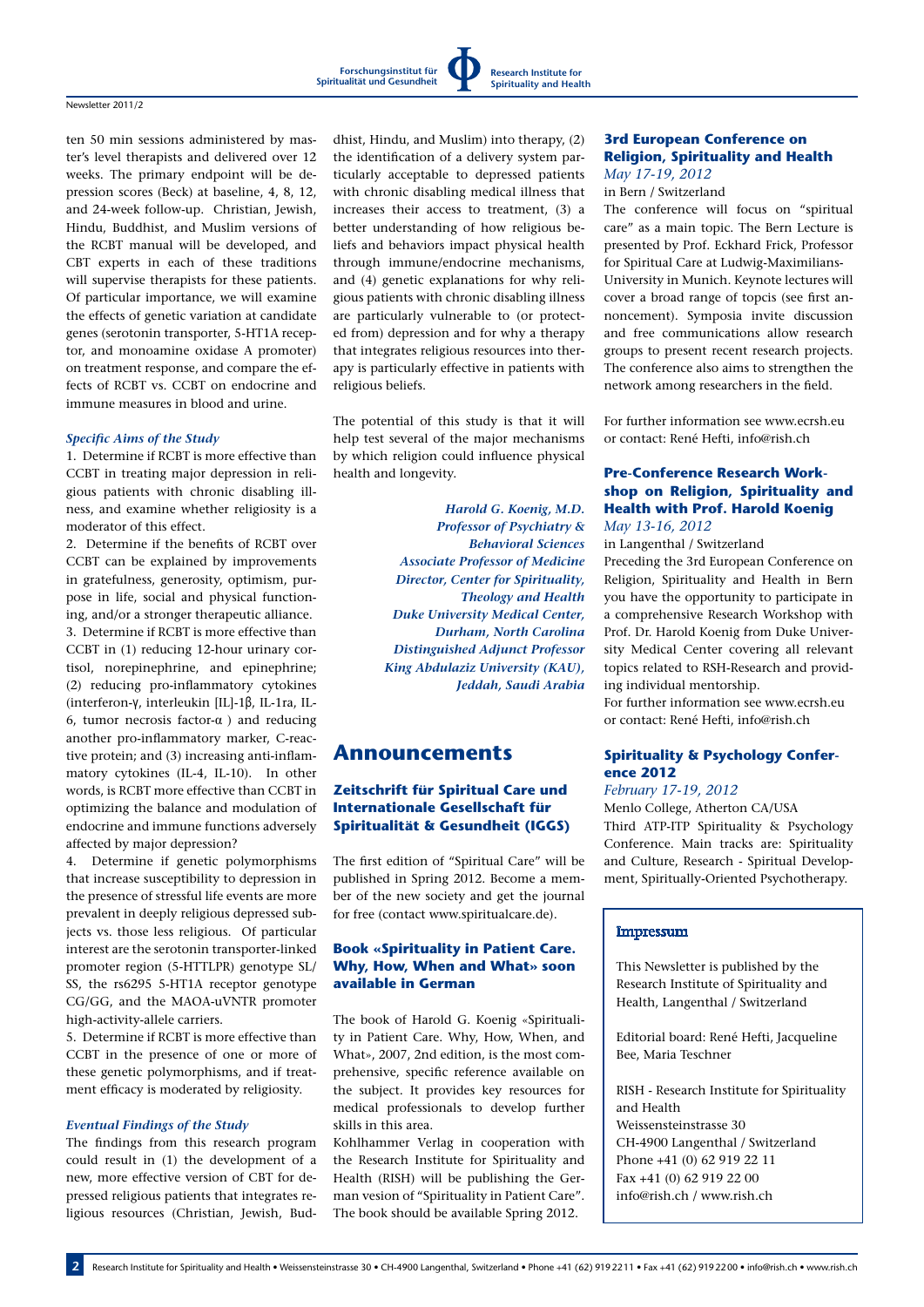ten 50 min sessions administered by master's level therapists and delivered over 12 weeks. The primary endpoint will be depression scores (Beck) at baseline, 4, 8, 12, and 24-week follow-up. Christian, Jewish, Hindu, Buddhist, and Muslim versions of the RCBT manual will be developed, and CBT experts in each of these traditions will supervise therapists for these patients. Of particular importance, we will examine the effects of genetic variation at candidate genes (serotonin transporter, 5-HT1A receptor, and monoamine oxidase A promoter) on treatment response, and compare the effects of RCBT vs. CCBT on endocrine and immune measures in blood and urine.

### *Specific Aims of the Study*

1. Determine if RCBT is more effective than CCBT in treating major depression in religious patients with chronic disabling illness, and examine whether religiosity is a moderator of this effect.
2. Determine if the benefits of RCBT over CCBT can be explained by improvements in gratefulness, generosity, optimism, purpose in life, social and physical functioning, and/or a stronger therapeutic alliance.
3. Determine if RCBT is more effective than CCBT in (1) reducing 12-hour urinary cortisol, norepinephrine, and epinephrine; (2) reducing pro-inflammatory cytokines (interferon-γ, interleukin [IL]-1β, IL-1ra, IL-6, tumor necrosis factor-α ) and reducing another pro-inflammatory marker, C-reactive protein; and (3) increasing anti-inflammatory cytokines (IL-4, IL-10). In other words, is RCBT more effective than CCBT in optimizing the balance and modulation of endocrine and immune functions adversely affected by major depression?
4. Determine if genetic polymorphisms that increase susceptibility to depression in the presence of stressful life events are more prevalent in deeply religious depressed subjects vs. those less religious. Of particular interest are the serotonin transporter-linked promoter region (5-HTTLPR) genotype SL/SS, the rs6295 5-HT1A receptor genotype CG/GG, and the MAOA-uVNTR promoter high-activity-allele carriers.
5. Determine if RCBT is more effective than CCBT in the presence of one or more of these genetic polymorphisms, and if treatment efficacy is moderated by religiosity.

### *Eventual Findings of the Study*

The findings from this research program could result in (1) the development of a new, more effective version of CBT for depressed religious patients that integrates religious resources (Christian, Jewish, Buddhist, Hindu, and Muslim) into therapy, (2) the identification of a delivery system particularly acceptable to depressed patients with chronic disabling medical illness that increases their access to treatment, (3) a better understanding of how religious beliefs and behaviors impact physical health through immune/endocrine mechanisms, and (4) genetic explanations for why religious patients with chronic disabling illness are particularly vulnerable to (or protected from) depression and for why a therapy that integrates religious resources into therapy is particularly effective in patients with religious beliefs.

The potential of this study is that it will help test several of the major mechanisms by which religion could influence physical health and longevity.

*Harold G. Koenig, M.D.*
*Professor of Psychiatry & Behavioral Sciences*
*Associate Professor of Medicine*
*Director, Center for Spirituality, Theology and Health*
*Duke University Medical Center, Durham, North Carolina*
*Distinguished Adjunct Professor*
*King Abdulaziz University (KAU), Jeddah, Saudi Arabia*

# Announcements

### Zeitschrift für Spiritual Care und Internationale Gesellschaft für Spiritualität & Gesundheit (IGGS)

The first edition of "Spiritual Care" will be published in Spring 2012. Become a member of the new society and get the journal for free (contact www.spiritualcare.de).

### Book «Spirituality in Patient Care. Why, How, When and What» soon available in German

The book of Harold G. Koenig «Spirituality in Patient Care. Why, How, When, and What», 2007, 2nd edition, is the most comprehensive, specific reference available on the subject. It provides key resources for medical professionals to develop further skills in this area.

Kohlhammer Verlag in cooperation with the Research Institute for Spirituality and Health (RISH) will be publishing the German vesion of "Spirituality in Patient Care". The book should be available Spring 2012.

### 3rd European Conference on Religion, Spirituality and Health
*May 17-19, 2012*

in Bern / Switzerland

The conference will focus on "spiritual care" as a main topic. The Bern Lecture is presented by Prof. Eckhard Frick, Professor for Spiritual Care at Ludwig-Maximilians-University in Munich. Keynote lectures will cover a broad range of topcis (see first announcement). Symposia invite discussion and free communications allow research groups to present recent research projects. The conference also aims to strengthen the network among researchers in the field.

For further information see www.ecrsh.eu or contact: René Hefti, info@rish.ch

### Pre-Conference Research Workshop on Religion, Spirituality and Health with Prof. Harold Koenig
*May 13-16, 2012*

in Langenthal / Switzerland

Preceding the 3rd European Conference on Religion, Spirituality and Health in Bern you have the opportunity to participate in a comprehensive Research Workshop with Prof. Dr. Harold Koenig from Duke University Medical Center covering all relevant topics related to RSH-Research and providing individual mentorship.

For further information see www.ecrsh.eu or contact: René Hefti, info@rish.ch

### Spirituality & Psychology Conference 2012
*February 17-19, 2012*

Menlo College, Atherton CA/USA

Third ATP-ITP Spirituality & Psychology Conference. Main tracks are: Spirituality and Culture, Research - Spiritual Development, Spiritually-Oriented Psychotherapy.

### Impressum

This Newsletter is published by the Research Institute of Spirituality and Health, Langenthal / Switzerland

Editorial board: René Hefti, Jacqueline Bee, Maria Teschner

RISH - Research Institute for Spirituality and Health
Weissensteinstrasse 30
CH-4900 Langenthal / Switzerland
Phone +41 (0) 62 919 22 11
Fax +41 (0) 62 919 22 00
info@rish.ch / www.rish.ch